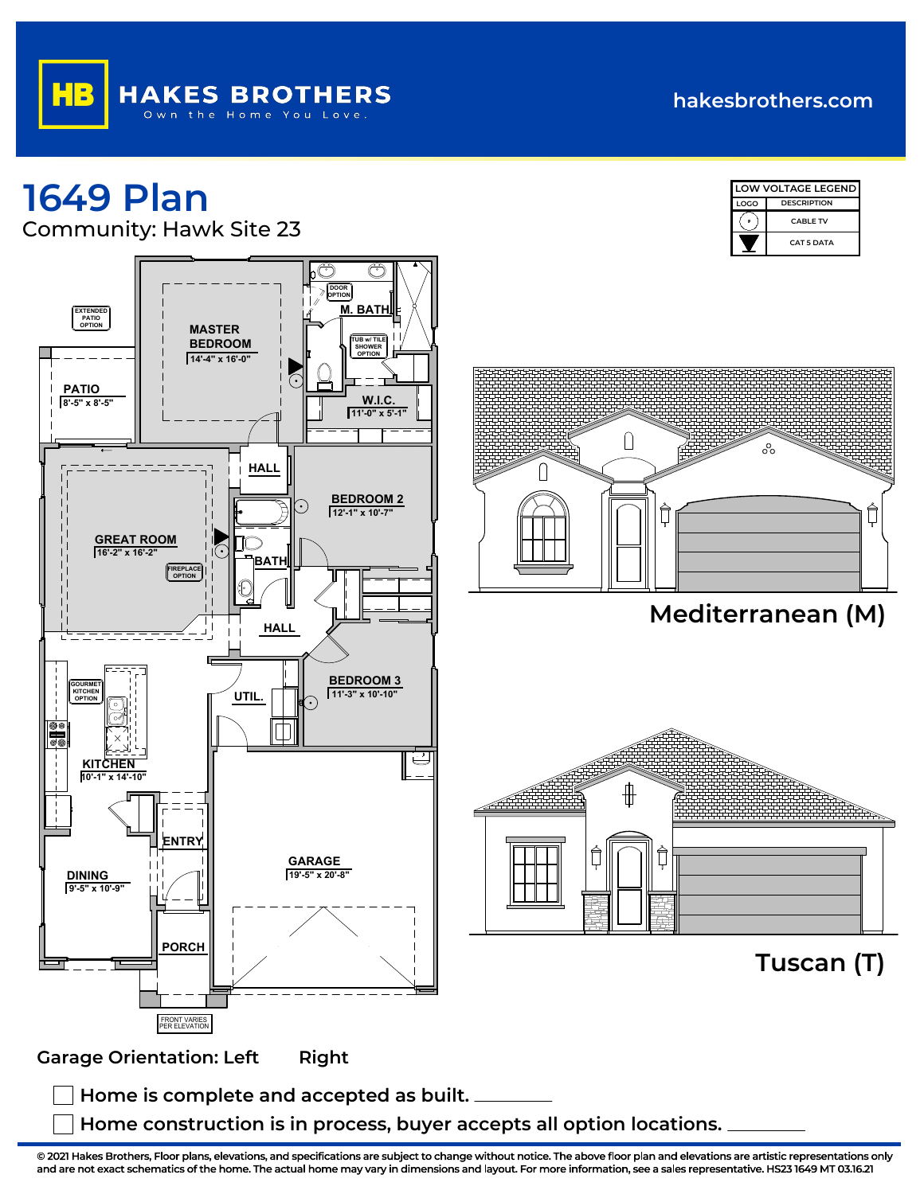HB HAKES BROTHERS
Own the Home You Love.

hakesbrothers.com

# 1649 Plan

Community: Hawk Site 23

| LOW VOLTAGE LEGEND | |
|---|---|
| LOGO | DESCRIPTION |
| ⊙ | CABLE TV |
| ▼ | CAT 5 DATA |

MASTER BEDROOM 14'-4" x 16'-0"

M. BATH

DOOR OPTION

TUB w/ TILE SHOWER OPTION

W.I.C. 11'-0" x 5'-1"

EXTENDED PATIO OPTION

PATIO 8'-5" x 8'-5"

HALL

BEDROOM 2 12'-1" x 10'-7"

GREAT ROOM 16'-2" x 16'-2"

FIREPLACE OPTION

BATH

HALL

BEDROOM 3 11'-3" x 10'-10"

GOURMET KITCHEN OPTION

UTIL.

KITCHEN 10'-1" x 14'-10"

ENTRY

GARAGE 19'-5" x 20'-8"

DINING 9'-5" x 10'-9"

PORCH

FRONT VARIES PER ELEVATION

Mediterranean (M)

Tuscan (T)

Garage Orientation: Left Right

☐ Home is complete and accepted as built. ________

☐ Home construction is in process, buyer accepts all option locations. ________

© 2021 Hakes Brothers, Floor plans, elevations, and specifications are subject to change without notice. The above floor plan and elevations are artistic representations only and are not exact schematics of the home. The actual home may vary in dimensions and layout. For more information, see a sales representative. HS23 1649 MT 03.16.21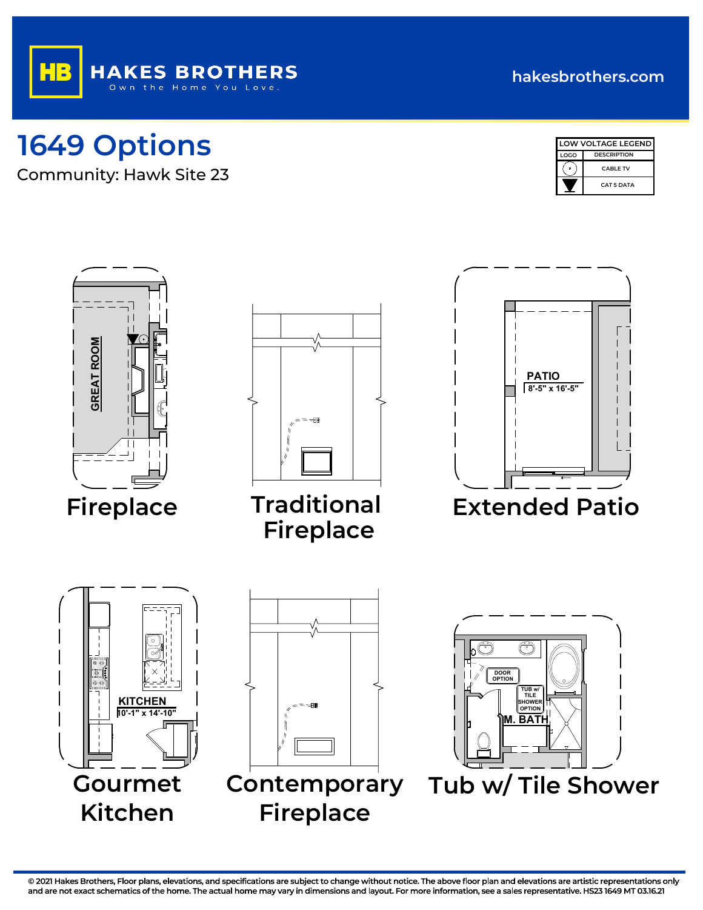HAKES BROTHERS
Own the Home You Love.

hakesbrothers.com

# 1649 Options

Community: Hawk Site 23

| LOW VOLTAGE LEGEND | |
|---|---|
| LOGO | DESCRIPTION |
| | CABLE TV |
| | CAT 5 DATA |

GREAT ROOM

## Fireplace

## Traditional Fireplace

PATIO
8'-5" x 16'-5"

## Extended Patio

KITCHEN
10'-1" x 14'-10"

## Gourmet Kitchen

## Contemporary Fireplace

DOOR OPTION

TUB w/ TILE SHOWER OPTION

M. BATH

## Tub w/ Tile Shower

© 2021 Hakes Brothers, Floor plans, elevations, and specifications are subject to change without notice. The above floor plan and elevations are artistic representations only and are not exact schematics of the home. The actual home may vary in dimensions and layout. For more information, see a sales representative. HS23 1649 MT 03.16.21